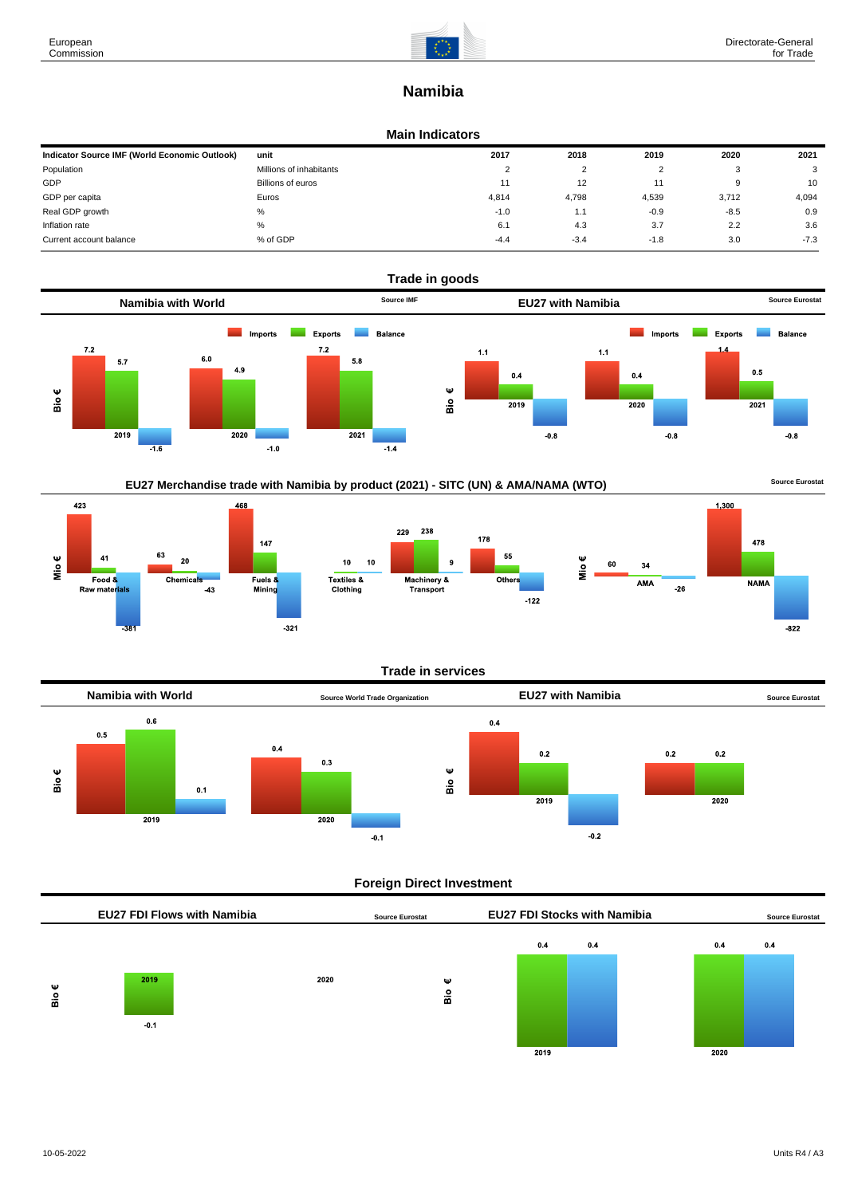# Namibia

## Main Indicators

| Indicator Source IMF (World Economic Outlook) | unit | 2017 | 2018 | 2019 | 2020 | 2021 |
|---|---|---|---|---|---|---|
| Population | Millions of inhabitants | 2 | 2 | 2 | 3 | 3 |
| GDP | Billions of euros | 11 | 12 | 11 | 9 | 10 |
| GDP per capita | Euros | 4,814 | 4,798 | 4,539 | 3,712 | 4,094 |
| Real GDP growth | % | -1.0 | 1.1 | -0.9 | -8.5 | 0.9 |
| Inflation rate | % | 6.1 | 4.3 | 3.7 | 2.2 | 3.6 |
| Current account balance | % of GDP | -4.4 | -3.4 | -1.8 | 3.0 | -7.3 |

## Trade in goods

### Namibia with World

Source IMF

Bio €

| | Imports | Exports | Balance |
|---|---|---|---|
| 2019 | 7.2 | 5.7 | -1.6 |
| 2020 | 6.0 | 4.9 | -1.0 |
| 2021 | 7.2 | 5.8 | -1.4 |

### EU27 with Namibia

Source Eurostat

Bio €

| | Imports | Exports | Balance |
|---|---|---|---|
| 2019 | 1.1 | 0.4 | -0.8 |
| 2020 | 1.1 | 0.4 | -0.8 |
| 2021 | 1.4 | 0.5 | -0.8 |

### EU27 Merchandise trade with Namibia by product (2021) - SITC (UN) & AMA/NAMA (WTO)

Source Eurostat

Mio €

| | Imports | Exports | Balance |
|---|---|---|---|
| Food & Raw materials | 423 | 41 | -381 |
| Chemicals | 63 | 20 | -43 |
| Fuels & Mining | 468 | 147 | -321 |
| Textiles & Clothing | 10 | 10 | |
| Machinery & Transport | 229 | 238 | 9 |
| Others | 178 | 55 | -122 |
| AMA | 60 | 34 | -26 |
| NAMA | 1,300 | 478 | -822 |

## Trade in services

### Namibia with World

Source World Trade Organization

Bio €

| | Imports | Exports | Balance |
|---|---|---|---|
| 2019 | 0.5 | 0.6 | 0.1 |
| 2020 | 0.4 | 0.3 | -0.1 |

### EU27 with Namibia

Source Eurostat

Bio €

| | Imports | Exports | Balance |
|---|---|---|---|
| 2019 | 0.4 | 0.2 | -0.2 |
| 2020 | 0.2 | 0.2 | |

## Foreign Direct Investment

### EU27 FDI Flows with Namibia

Source Eurostat

Bio €

| | Value |
|---|---|
| 2019 | -0.1 |
| 2020 | |

### EU27 FDI Stocks with Namibia

Source Eurostat

Bio €

| | | |
|---|---|---|
| 2019 | 0.4 | 0.4 |
| 2020 | 0.4 | 0.4 |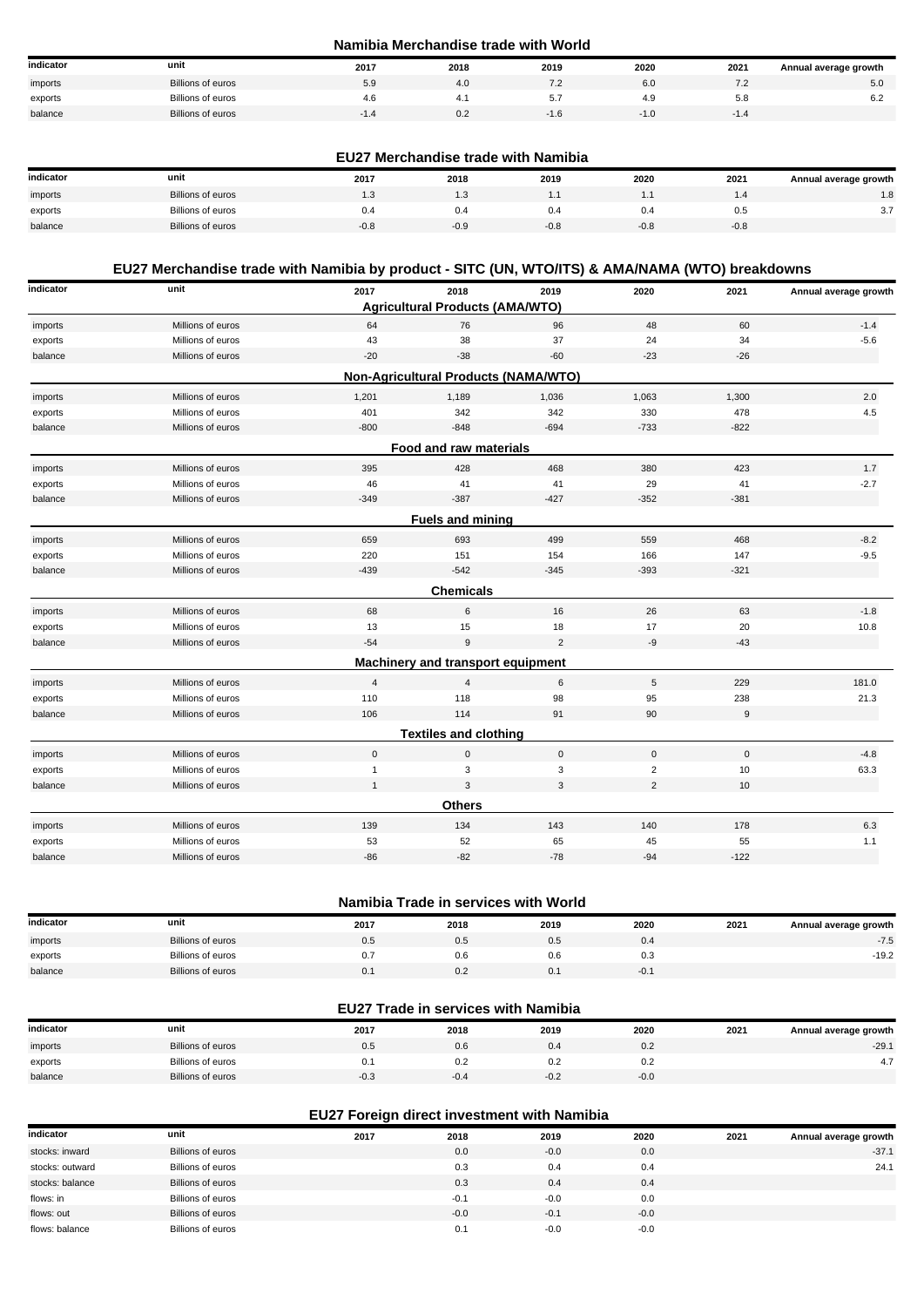### Namibia Merchandise trade with World

| indicator | unit | 2017 | 2018 | 2019 | 2020 | 2021 | Annual average growth |
|---|---|---|---|---|---|---|---|
| imports | Billions of euros | 5.9 | 4.0 | 7.2 | 6.0 | 7.2 | 5.0 |
| exports | Billions of euros | 4.6 | 4.1 | 5.7 | 4.9 | 5.8 | 6.2 |
| balance | Billions of euros | -1.4 | 0.2 | -1.6 | -1.0 | -1.4 | |

### EU27 Merchandise trade with Namibia

| indicator | unit | 2017 | 2018 | 2019 | 2020 | 2021 | Annual average growth |
|---|---|---|---|---|---|---|---|
| imports | Billions of euros | 1.3 | 1.3 | 1.1 | 1.1 | 1.4 | 1.8 |
| exports | Billions of euros | 0.4 | 0.4 | 0.4 | 0.4 | 0.5 | 3.7 |
| balance | Billions of euros | -0.8 | -0.9 | -0.8 | -0.8 | -0.8 | |

### EU27 Merchandise trade with Namibia by product - SITC (UN, WTO/ITS) & AMA/NAMA (WTO) breakdowns

| indicator | unit | 2017 | 2018 | 2019 | 2020 | 2021 | Annual average growth |
|---|---|---|---|---|---|---|---|
| | | | **Agricultural Products (AMA/WTO)** | | | | |
| imports | Millions of euros | 64 | 76 | 96 | 48 | 60 | -1.4 |
| exports | Millions of euros | 43 | 38 | 37 | 24 | 34 | -5.6 |
| balance | Millions of euros | -20 | -38 | -60 | -23 | -26 | |
| | | | **Non-Agricultural Products (NAMA/WTO)** | | | | |
| imports | Millions of euros | 1,201 | 1,189 | 1,036 | 1,063 | 1,300 | 2.0 |
| exports | Millions of euros | 401 | 342 | 342 | 330 | 478 | 4.5 |
| balance | Millions of euros | -800 | -848 | -694 | -733 | -822 | |
| | | | **Food and raw materials** | | | | |
| imports | Millions of euros | 395 | 428 | 468 | 380 | 423 | 1.7 |
| exports | Millions of euros | 46 | 41 | 41 | 29 | 41 | -2.7 |
| balance | Millions of euros | -349 | -387 | -427 | -352 | -381 | |
| | | | **Fuels and mining** | | | | |
| imports | Millions of euros | 659 | 693 | 499 | 559 | 468 | -8.2 |
| exports | Millions of euros | 220 | 151 | 154 | 166 | 147 | -9.5 |
| balance | Millions of euros | -439 | -542 | -345 | -393 | -321 | |
| | | | **Chemicals** | | | | |
| imports | Millions of euros | 68 | 6 | 16 | 26 | 63 | -1.8 |
| exports | Millions of euros | 13 | 15 | 18 | 17 | 20 | 10.8 |
| balance | Millions of euros | -54 | 9 | 2 | -9 | -43 | |
| | | | **Machinery and transport equipment** | | | | |
| imports | Millions of euros | 4 | 4 | 6 | 5 | 229 | 181.0 |
| exports | Millions of euros | 110 | 118 | 98 | 95 | 238 | 21.3 |
| balance | Millions of euros | 106 | 114 | 91 | 90 | 9 | |
| | | | **Textiles and clothing** | | | | |
| imports | Millions of euros | 0 | 0 | 0 | 0 | 0 | -4.8 |
| exports | Millions of euros | 1 | 3 | 3 | 2 | 10 | 63.3 |
| balance | Millions of euros | 1 | 3 | 3 | 2 | 10 | |
| | | | **Others** | | | | |
| imports | Millions of euros | 139 | 134 | 143 | 140 | 178 | 6.3 |
| exports | Millions of euros | 53 | 52 | 65 | 45 | 55 | 1.1 |
| balance | Millions of euros | -86 | -82 | -78 | -94 | -122 | |

### Namibia Trade in services with World

| indicator | unit | 2017 | 2018 | 2019 | 2020 | 2021 | Annual average growth |
|---|---|---|---|---|---|---|---|
| imports | Billions of euros | 0.5 | 0.5 | 0.5 | 0.4 | | -7.5 |
| exports | Billions of euros | 0.7 | 0.6 | 0.6 | 0.3 | | -19.2 |
| balance | Billions of euros | 0.1 | 0.2 | 0.1 | -0.1 | | |

### EU27 Trade in services with Namibia

| indicator | unit | 2017 | 2018 | 2019 | 2020 | 2021 | Annual average growth |
|---|---|---|---|---|---|---|---|
| imports | Billions of euros | 0.5 | 0.6 | 0.4 | 0.2 | | -29.1 |
| exports | Billions of euros | 0.1 | 0.2 | 0.2 | 0.2 | | 4.7 |
| balance | Billions of euros | -0.3 | -0.4 | -0.2 | -0.0 | | |

### EU27 Foreign direct investment with Namibia

| indicator | unit | 2017 | 2018 | 2019 | 2020 | 2021 | Annual average growth |
|---|---|---|---|---|---|---|---|
| stocks: inward | Billions of euros | | 0.0 | -0.0 | 0.0 | | -37.1 |
| stocks: outward | Billions of euros | | 0.3 | 0.4 | 0.4 | | 24.1 |
| stocks: balance | Billions of euros | | 0.3 | 0.4 | 0.4 | | |
| flows: in | Billions of euros | | -0.1 | -0.0 | 0.0 | | |
| flows: out | Billions of euros | | -0.0 | -0.1 | -0.0 | | |
| flows: balance | Billions of euros | | 0.1 | -0.0 | -0.0 | | |